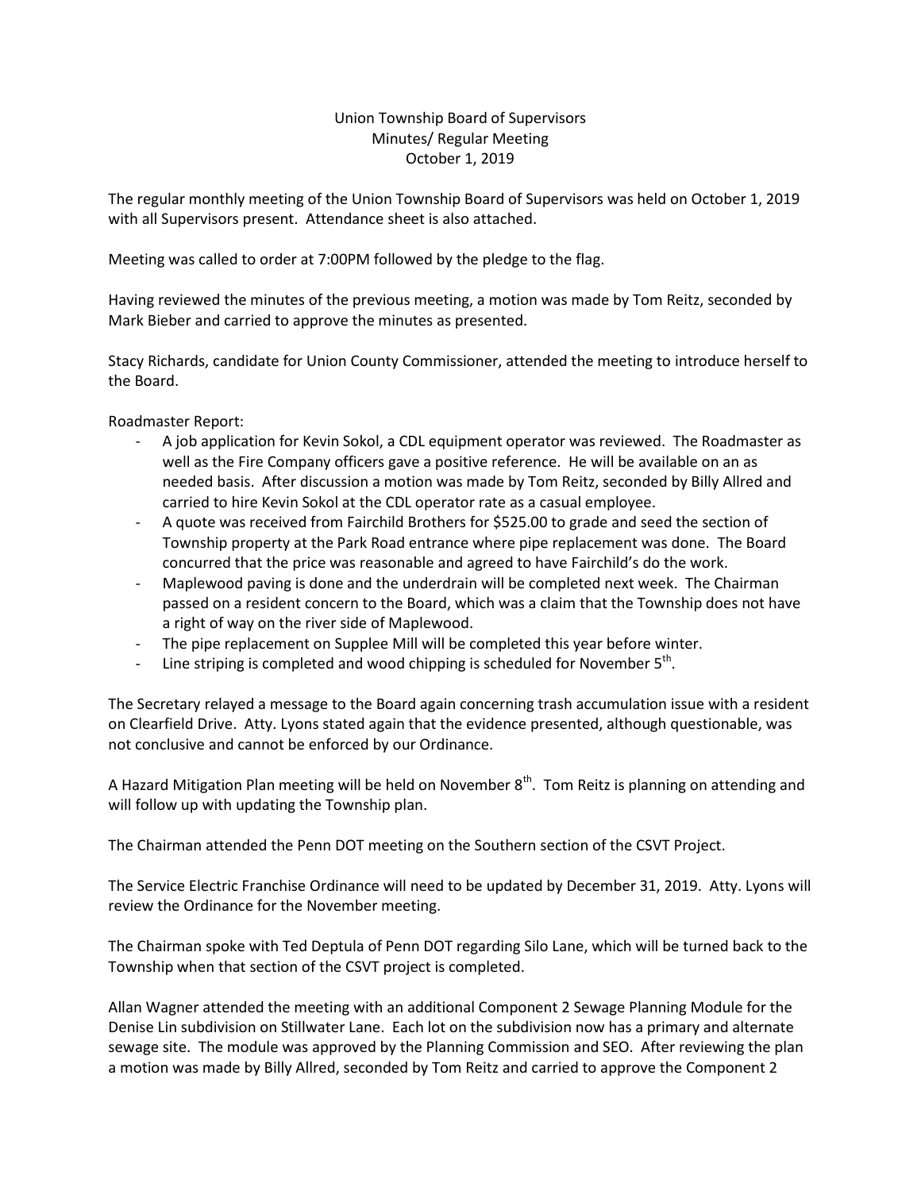Union Township Board of Supervisors
Minutes/ Regular Meeting
October 1, 2019

The regular monthly meeting of the Union Township Board of Supervisors was held on October 1, 2019 with all Supervisors present. Attendance sheet is also attached.

Meeting was called to order at 7:00PM followed by the pledge to the flag.

Having reviewed the minutes of the previous meeting, a motion was made by Tom Reitz, seconded by Mark Bieber and carried to approve the minutes as presented.

Stacy Richards, candidate for Union County Commissioner, attended the meeting to introduce herself to the Board.

Roadmaster Report:

- A job application for Kevin Sokol, a CDL equipment operator was reviewed. The Roadmaster as well as the Fire Company officers gave a positive reference. He will be available on an as needed basis. After discussion a motion was made by Tom Reitz, seconded by Billy Allred and carried to hire Kevin Sokol at the CDL operator rate as a casual employee.
- A quote was received from Fairchild Brothers for $525.00 to grade and seed the section of Township property at the Park Road entrance where pipe replacement was done. The Board concurred that the price was reasonable and agreed to have Fairchild's do the work.
- Maplewood paving is done and the underdrain will be completed next week. The Chairman passed on a resident concern to the Board, which was a claim that the Township does not have a right of way on the river side of Maplewood.
- The pipe replacement on Supplee Mill will be completed this year before winter.
- Line striping is completed and wood chipping is scheduled for November 5th.

The Secretary relayed a message to the Board again concerning trash accumulation issue with a resident on Clearfield Drive. Atty. Lyons stated again that the evidence presented, although questionable, was not conclusive and cannot be enforced by our Ordinance.

A Hazard Mitigation Plan meeting will be held on November 8th. Tom Reitz is planning on attending and will follow up with updating the Township plan.

The Chairman attended the Penn DOT meeting on the Southern section of the CSVT Project.

The Service Electric Franchise Ordinance will need to be updated by December 31, 2019. Atty. Lyons will review the Ordinance for the November meeting.

The Chairman spoke with Ted Deptula of Penn DOT regarding Silo Lane, which will be turned back to the Township when that section of the CSVT project is completed.

Allan Wagner attended the meeting with an additional Component 2 Sewage Planning Module for the Denise Lin subdivision on Stillwater Lane. Each lot on the subdivision now has a primary and alternate sewage site. The module was approved by the Planning Commission and SEO. After reviewing the plan a motion was made by Billy Allred, seconded by Tom Reitz and carried to approve the Component 2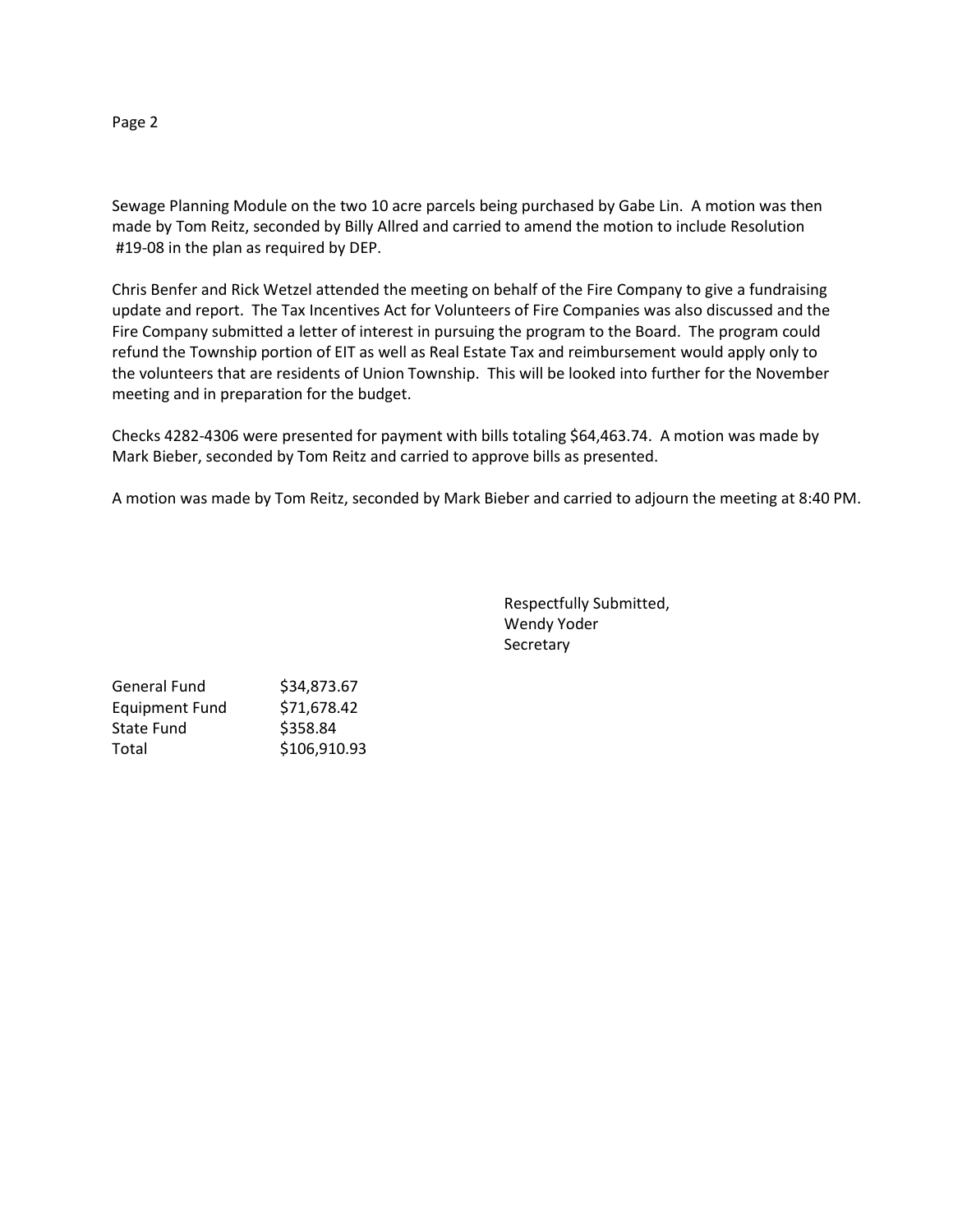Sewage Planning Module on the two 10 acre parcels being purchased by Gabe Lin. A motion was then made by Tom Reitz, seconded by Billy Allred and carried to amend the motion to include Resolution #19-08 in the plan as required by DEP.

Chris Benfer and Rick Wetzel attended the meeting on behalf of the Fire Company to give a fundraising update and report. The Tax Incentives Act for Volunteers of Fire Companies was also discussed and the Fire Company submitted a letter of interest in pursuing the program to the Board. The program could refund the Township portion of EIT as well as Real Estate Tax and reimbursement would apply only to the volunteers that are residents of Union Township. This will be looked into further for the November meeting and in preparation for the budget.

Checks 4282-4306 were presented for payment with bills totaling $64,463.74. A motion was made by Mark Bieber, seconded by Tom Reitz and carried to approve bills as presented.

A motion was made by Tom Reitz, seconded by Mark Bieber and carried to adjourn the meeting at 8:40 PM.

Respectfully Submitted,
Wendy Yoder
Secretary

| | |
|---|---|
| General Fund | $34,873.67 |
| Equipment Fund | $71,678.42 |
| State Fund | $358.84 |
| Total | $106,910.93 |